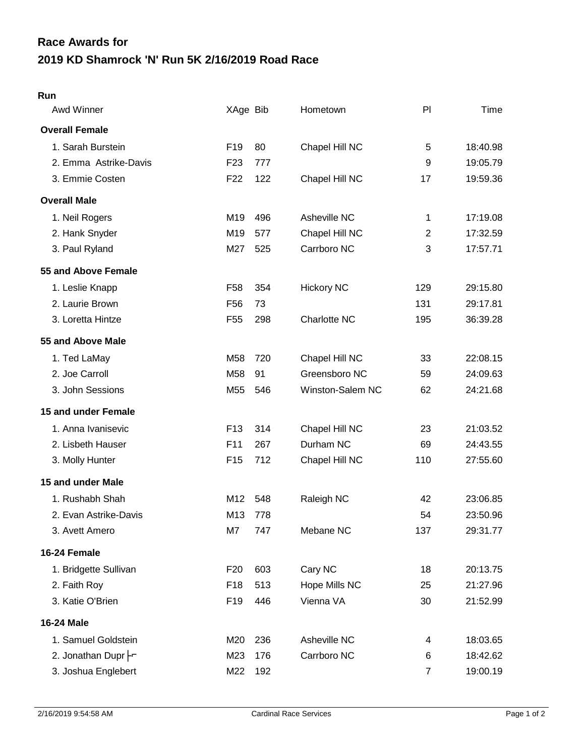# Race Awards for
# 2019 KD Shamrock 'N' Run 5K 2/16/2019 Road Race

**Run**

| Awd Winner | XAge | Bib | Hometown | Pl | Time |
|---|---|---|---|---|---|
| **Overall Female** | | | | | |
| 1. Sarah Burstein | F19 | 80 | Chapel Hill NC | 5 | 18:40.98 |
| 2. Emma Astrike-Davis | F23 | 777 | | 9 | 19:05.79 |
| 3. Emmie Costen | F22 | 122 | Chapel Hill NC | 17 | 19:59.36 |
| **Overall Male** | | | | | |
| 1. Neil Rogers | M19 | 496 | Asheville NC | 1 | 17:19.08 |
| 2. Hank Snyder | M19 | 577 | Chapel Hill NC | 2 | 17:32.59 |
| 3. Paul Ryland | M27 | 525 | Carrboro NC | 3 | 17:57.71 |
| **55 and Above Female** | | | | | |
| 1. Leslie Knapp | F58 | 354 | Hickory NC | 129 | 29:15.80 |
| 2. Laurie Brown | F56 | 73 | | 131 | 29:17.81 |
| 3. Loretta Hintze | F55 | 298 | Charlotte NC | 195 | 36:39.28 |
| **55 and Above Male** | | | | | |
| 1. Ted LaMay | M58 | 720 | Chapel Hill NC | 33 | 22:08.15 |
| 2. Joe Carroll | M58 | 91 | Greensboro NC | 59 | 24:09.63 |
| 3. John Sessions | M55 | 546 | Winston-Salem NC | 62 | 24:21.68 |
| **15 and under Female** | | | | | |
| 1. Anna Ivanisevic | F13 | 314 | Chapel Hill NC | 23 | 21:03.52 |
| 2. Lisbeth Hauser | F11 | 267 | Durham NC | 69 | 24:43.55 |
| 3. Molly Hunter | F15 | 712 | Chapel Hill NC | 110 | 27:55.60 |
| **15 and under Male** | | | | | |
| 1. Rushabh Shah | M12 | 548 | Raleigh NC | 42 | 23:06.85 |
| 2. Evan Astrike-Davis | M13 | 778 | | 54 | 23:50.96 |
| 3. Avett Amero | M7 | 747 | Mebane NC | 137 | 29:31.77 |
| **16-24 Female** | | | | | |
| 1. Bridgette Sullivan | F20 | 603 | Cary NC | 18 | 20:13.75 |
| 2. Faith Roy | F18 | 513 | Hope Mills NC | 25 | 21:27.96 |
| 3. Katie O'Brien | F19 | 446 | Vienna VA | 30 | 21:52.99 |
| **16-24 Male** | | | | | |
| 1. Samuel Goldstein | M20 | 236 | Asheville NC | 4 | 18:03.65 |
| 2. Jonathan Dupr├ | M23 | 176 | Carrboro NC | 6 | 18:42.62 |
| 3. Joshua Englebert | M22 | 192 | | 7 | 19:00.19 |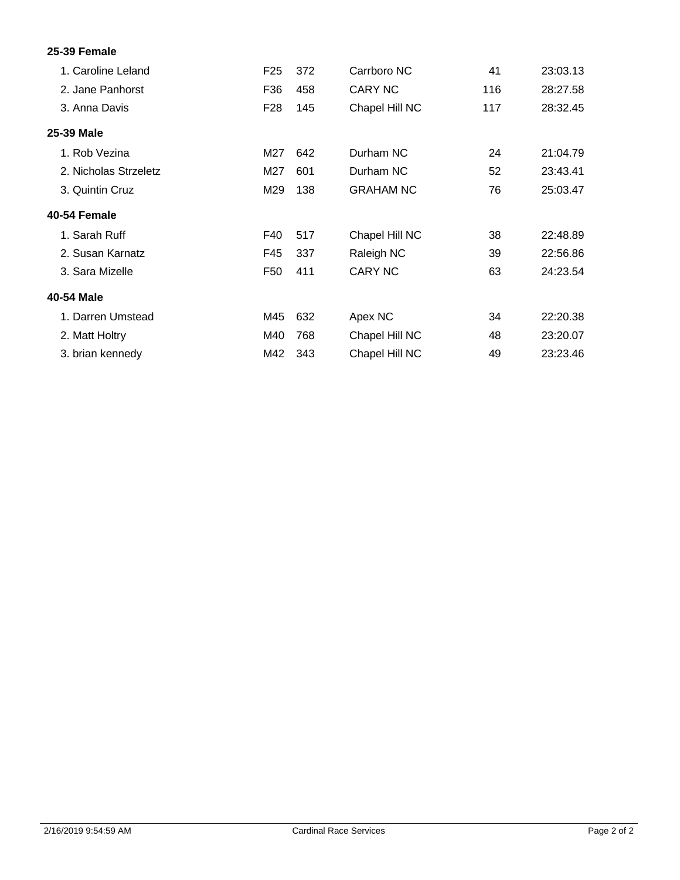**25-39 Female**

| | | | | | |
|---|---|---|---|---|---|
| 1. Caroline Leland | F25 | 372 | Carrboro NC | 41 | 23:03.13 |
| 2. Jane Panhorst | F36 | 458 | CARY NC | 116 | 28:27.58 |
| 3. Anna Davis | F28 | 145 | Chapel Hill NC | 117 | 28:32.45 |

**25-39 Male**

| | | | | | |
|---|---|---|---|---|---|
| 1. Rob Vezina | M27 | 642 | Durham NC | 24 | 21:04.79 |
| 2. Nicholas Strzeletz | M27 | 601 | Durham NC | 52 | 23:43.41 |
| 3. Quintin Cruz | M29 | 138 | GRAHAM NC | 76 | 25:03.47 |

**40-54 Female**

| | | | | | |
|---|---|---|---|---|---|
| 1. Sarah Ruff | F40 | 517 | Chapel Hill NC | 38 | 22:48.89 |
| 2. Susan Karnatz | F45 | 337 | Raleigh NC | 39 | 22:56.86 |
| 3. Sara Mizelle | F50 | 411 | CARY NC | 63 | 24:23.54 |

**40-54 Male**

| | | | | | |
|---|---|---|---|---|---|
| 1. Darren Umstead | M45 | 632 | Apex NC | 34 | 22:20.38 |
| 2. Matt Holtry | M40 | 768 | Chapel Hill NC | 48 | 23:20.07 |
| 3. brian kennedy | M42 | 343 | Chapel Hill NC | 49 | 23:23.46 |